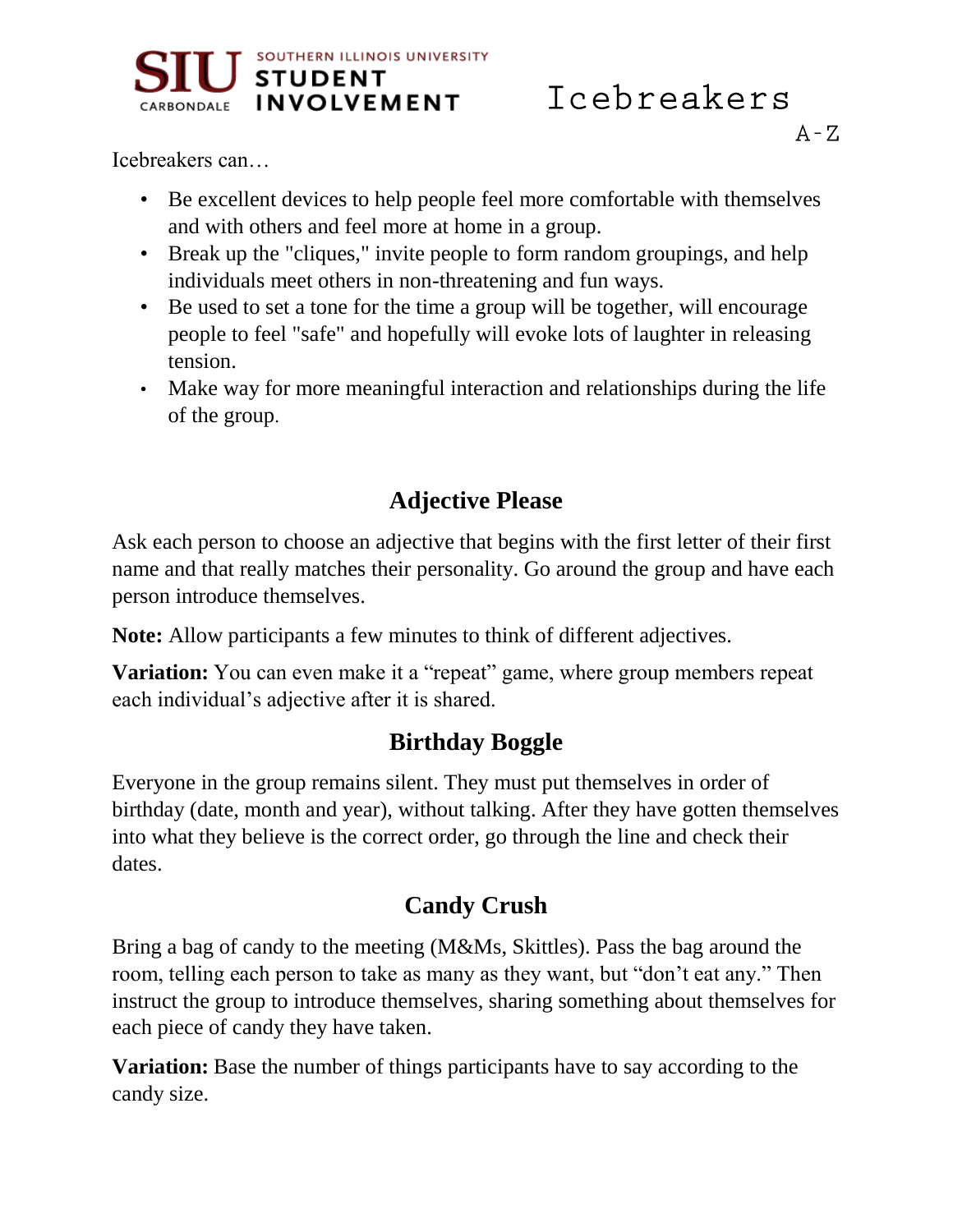SIU CARBONDALE — SOUTHERN ILLINOIS UNIVERSITY STUDENT INVOLVEMENT

# Icebreakers

A-Z

Icebreakers can…

- Be excellent devices to help people feel more comfortable with themselves and with others and feel more at home in a group.
- Break up the "cliques," invite people to form random groupings, and help individuals meet others in non-threatening and fun ways.
- Be used to set a tone for the time a group will be together, will encourage people to feel "safe" and hopefully will evoke lots of laughter in releasing tension.
- Make way for more meaningful interaction and relationships during the life of the group.

## Adjective Please

Ask each person to choose an adjective that begins with the first letter of their first name and that really matches their personality. Go around the group and have each person introduce themselves.

**Note:** Allow participants a few minutes to think of different adjectives.

**Variation:** You can even make it a "repeat" game, where group members repeat each individual's adjective after it is shared.

## Birthday Boggle

Everyone in the group remains silent. They must put themselves in order of birthday (date, month and year), without talking. After they have gotten themselves into what they believe is the correct order, go through the line and check their dates.

## Candy Crush

Bring a bag of candy to the meeting (M&Ms, Skittles). Pass the bag around the room, telling each person to take as many as they want, but "don't eat any." Then instruct the group to introduce themselves, sharing something about themselves for each piece of candy they have taken.

**Variation:** Base the number of things participants have to say according to the candy size.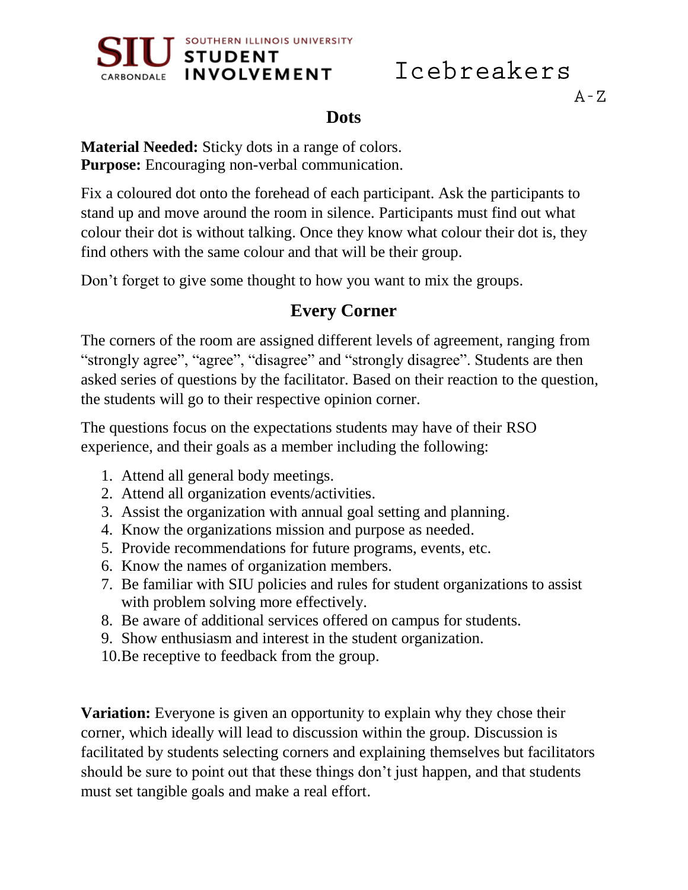## Dots

**Material Needed:** Sticky dots in a range of colors.
**Purpose:** Encouraging non-verbal communication.

Fix a coloured dot onto the forehead of each participant. Ask the participants to stand up and move around the room in silence. Participants must find out what colour their dot is without talking. Once they know what colour their dot is, they find others with the same colour and that will be their group.

Don't forget to give some thought to how you want to mix the groups.

## Every Corner

The corners of the room are assigned different levels of agreement, ranging from "strongly agree", "agree", "disagree" and "strongly disagree". Students are then asked series of questions by the facilitator. Based on their reaction to the question, the students will go to their respective opinion corner.

The questions focus on the expectations students may have of their RSO experience, and their goals as a member including the following:

1. Attend all general body meetings.
2. Attend all organization events/activities.
3. Assist the organization with annual goal setting and planning.
4. Know the organizations mission and purpose as needed.
5. Provide recommendations for future programs, events, etc.
6. Know the names of organization members.
7. Be familiar with SIU policies and rules for student organizations to assist with problem solving more effectively.
8. Be aware of additional services offered on campus for students.
9. Show enthusiasm and interest in the student organization.
10. Be receptive to feedback from the group.

**Variation:** Everyone is given an opportunity to explain why they chose their corner, which ideally will lead to discussion within the group. Discussion is facilitated by students selecting corners and explaining themselves but facilitators should be sure to point out that these things don't just happen, and that students must set tangible goals and make a real effort.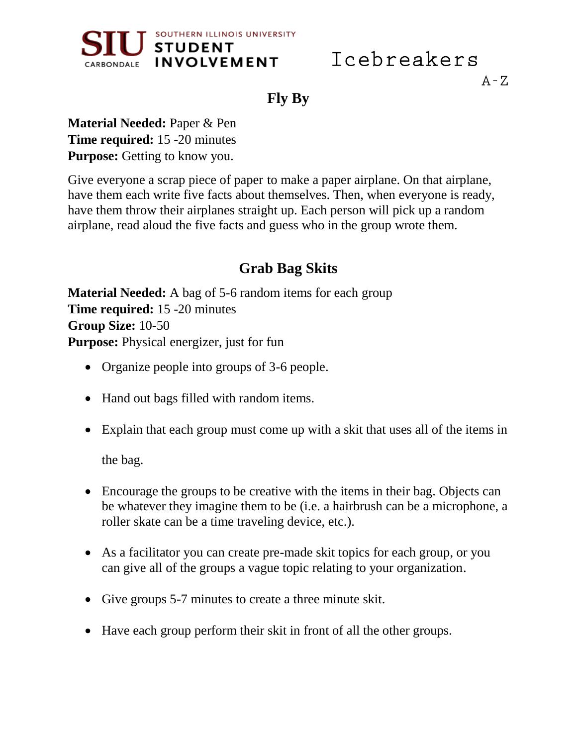## Fly By

**Material Needed:** Paper & Pen
**Time required:** 15 -20 minutes
**Purpose:** Getting to know you.

Give everyone a scrap piece of paper to make a paper airplane. On that airplane, have them each write five facts about themselves. Then, when everyone is ready, have them throw their airplanes straight up. Each person will pick up a random airplane, read aloud the five facts and guess who in the group wrote them.

## Grab Bag Skits

**Material Needed:** A bag of 5-6 random items for each group
**Time required:** 15 -20 minutes
**Group Size:** 10-50
**Purpose:** Physical energizer, just for fun

- Organize people into groups of 3-6 people.
- Hand out bags filled with random items.
- Explain that each group must come up with a skit that uses all of the items in the bag.
- Encourage the groups to be creative with the items in their bag. Objects can be whatever they imagine them to be (i.e. a hairbrush can be a microphone, a roller skate can be a time traveling device, etc.).
- As a facilitator you can create pre-made skit topics for each group, or you can give all of the groups a vague topic relating to your organization.
- Give groups 5-7 minutes to create a three minute skit.
- Have each group perform their skit in front of all the other groups.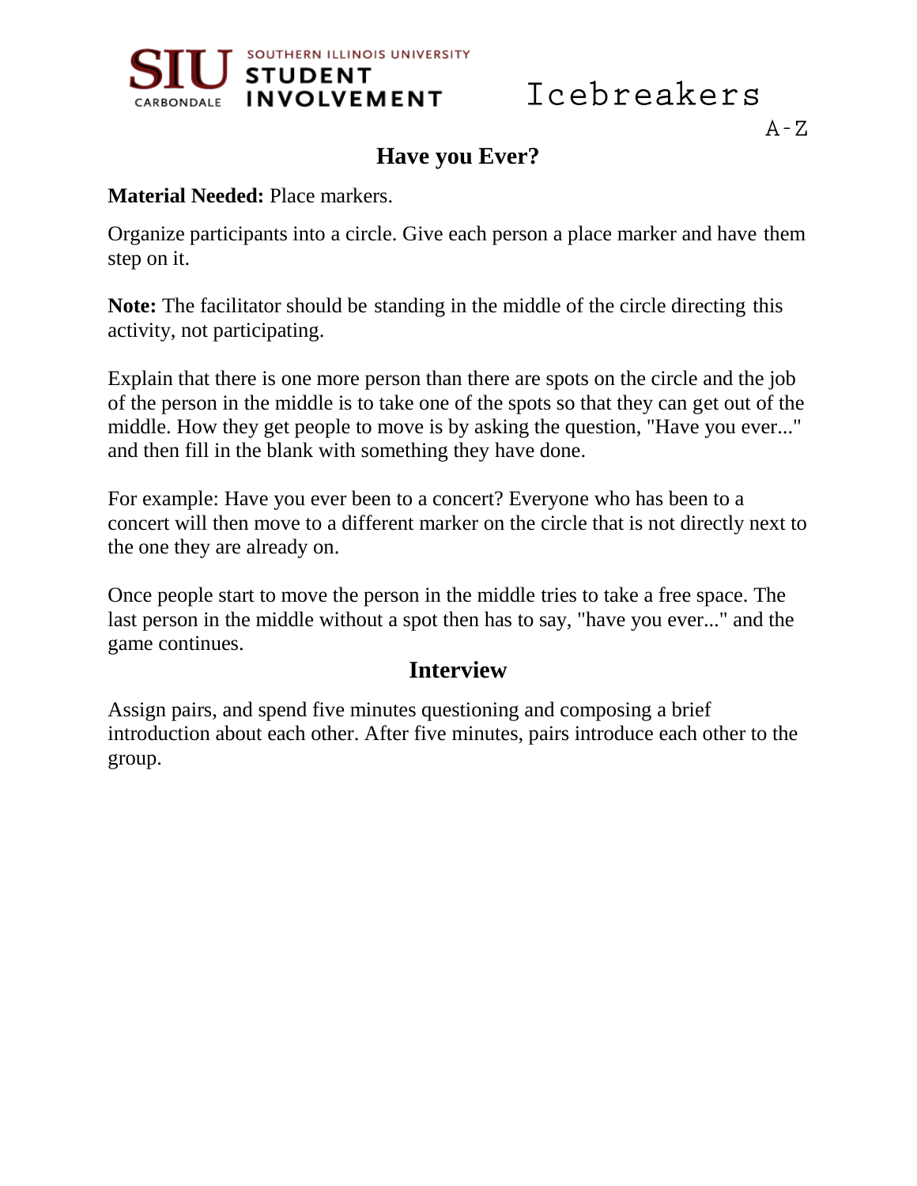## Have you Ever?

**Material Needed:** Place markers.

Organize participants into a circle. Give each person a place marker and have them step on it.

**Note:** The facilitator should be standing in the middle of the circle directing this activity, not participating.

Explain that there is one more person than there are spots on the circle and the job of the person in the middle is to take one of the spots so that they can get out of the middle. How they get people to move is by asking the question, "Have you ever..." and then fill in the blank with something they have done.

For example: Have you ever been to a concert? Everyone who has been to a concert will then move to a different marker on the circle that is not directly next to the one they are already on.

Once people start to move the person in the middle tries to take a free space. The last person in the middle without a spot then has to say, "have you ever..." and the game continues.

## Interview

Assign pairs, and spend five minutes questioning and composing a brief introduction about each other. After five minutes, pairs introduce each other to the group.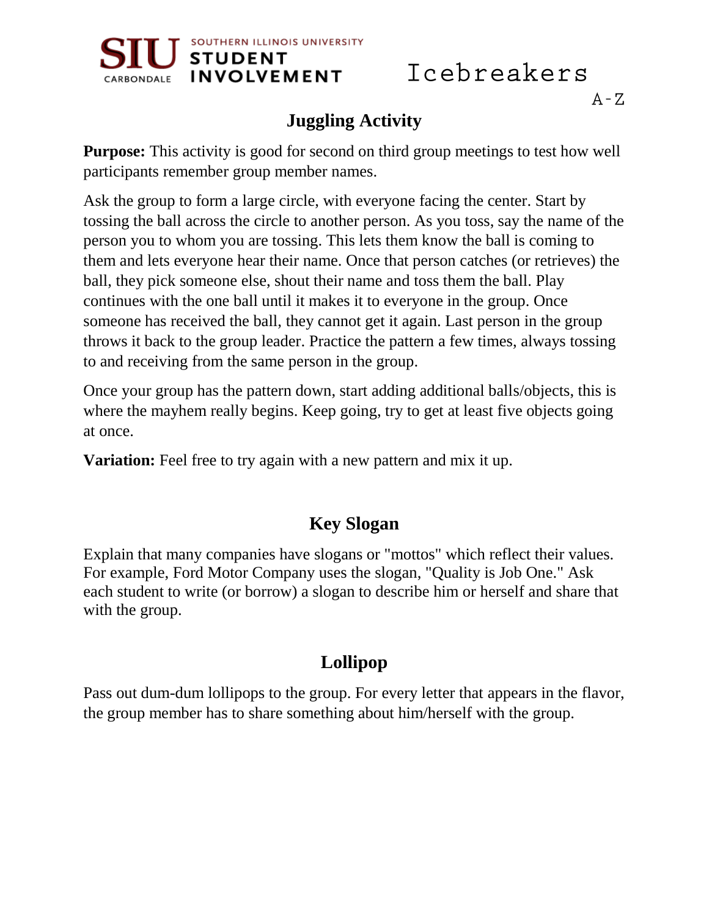## Juggling Activity

**Purpose:** This activity is good for second on third group meetings to test how well participants remember group member names.

Ask the group to form a large circle, with everyone facing the center. Start by tossing the ball across the circle to another person. As you toss, say the name of the person you to whom you are tossing. This lets them know the ball is coming to them and lets everyone hear their name. Once that person catches (or retrieves) the ball, they pick someone else, shout their name and toss them the ball. Play continues with the one ball until it makes it to everyone in the group. Once someone has received the ball, they cannot get it again. Last person in the group throws it back to the group leader. Practice the pattern a few times, always tossing to and receiving from the same person in the group.

Once your group has the pattern down, start adding additional balls/objects, this is where the mayhem really begins. Keep going, try to get at least five objects going at once.

**Variation:** Feel free to try again with a new pattern and mix it up.

## Key Slogan

Explain that many companies have slogans or "mottos" which reflect their values. For example, Ford Motor Company uses the slogan, "Quality is Job One." Ask each student to write (or borrow) a slogan to describe him or herself and share that with the group.

## Lollipop

Pass out dum-dum lollipops to the group. For every letter that appears in the flavor, the group member has to share something about him/herself with the group.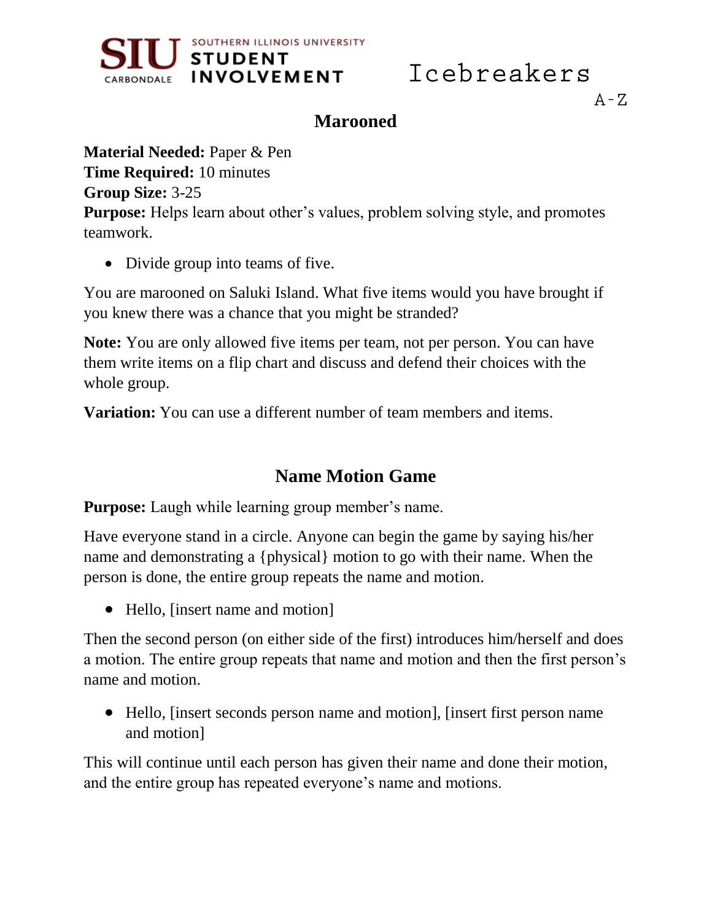## Marooned

**Material Needed:** Paper & Pen
**Time Required:** 10 minutes
**Group Size:** 3-25
**Purpose:** Helps learn about other's values, problem solving style, and promotes teamwork.

- Divide group into teams of five.

You are marooned on Saluki Island. What five items would you have brought if you knew there was a chance that you might be stranded?

**Note:** You are only allowed five items per team, not per person. You can have them write items on a flip chart and discuss and defend their choices with the whole group.

**Variation:** You can use a different number of team members and items.

## Name Motion Game

**Purpose:** Laugh while learning group member's name.

Have everyone stand in a circle. Anyone can begin the game by saying his/her name and demonstrating a {physical} motion to go with their name. When the person is done, the entire group repeats the name and motion.

- Hello, [insert name and motion]

Then the second person (on either side of the first) introduces him/herself and does a motion. The entire group repeats that name and motion and then the first person's name and motion.

- Hello, [insert seconds person name and motion], [insert first person name and motion]

This will continue until each person has given their name and done their motion, and the entire group has repeated everyone's name and motions.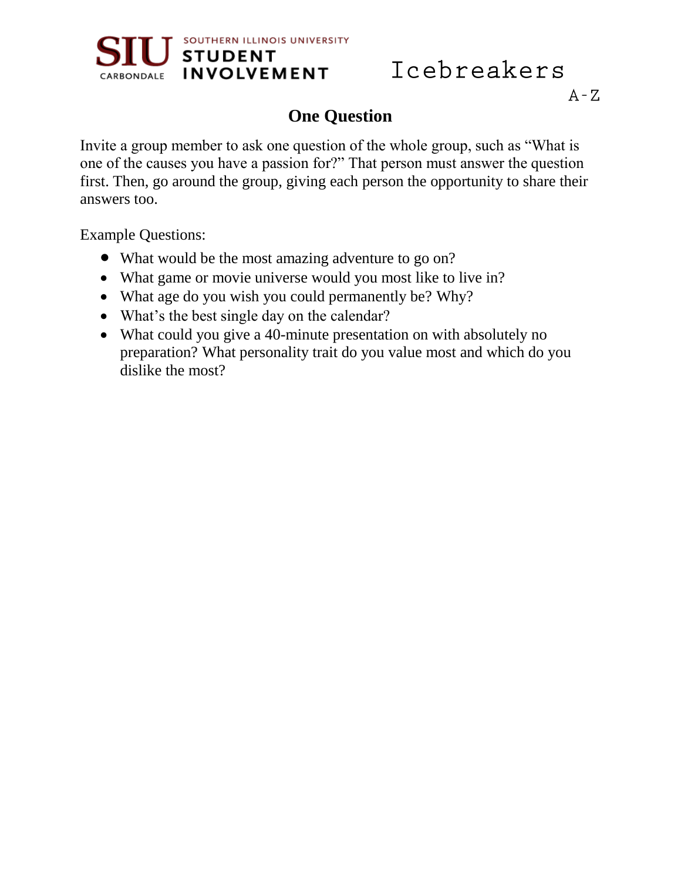## One Question

Invite a group member to ask one question of the whole group, such as "What is one of the causes you have a passion for?" That person must answer the question first. Then, go around the group, giving each person the opportunity to share their answers too.

Example Questions:

- What would be the most amazing adventure to go on?
- What game or movie universe would you most like to live in?
- What age do you wish you could permanently be? Why?
- What's the best single day on the calendar?
- What could you give a 40-minute presentation on with absolutely no preparation? What personality trait do you value most and which do you dislike the most?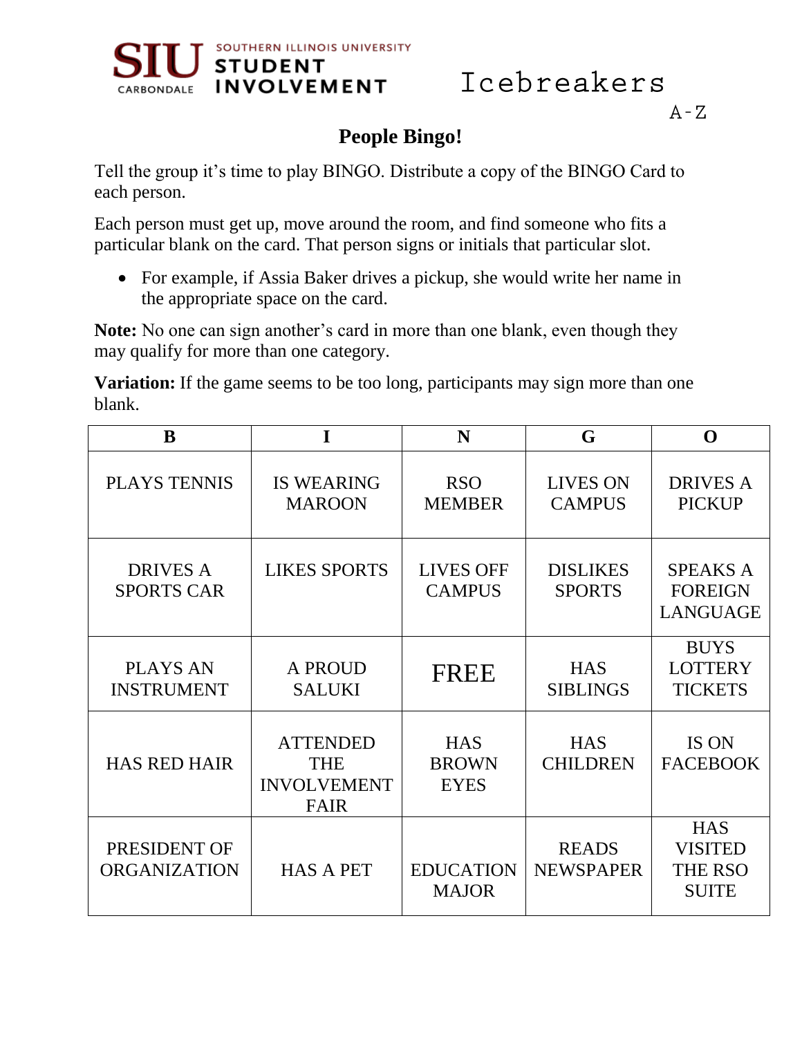SIU SOUTHERN ILLINOIS UNIVERSITY CARBONDALE STUDENT INVOLVEMENT

Icebreakers

A-Z

## People Bingo!

Tell the group it's time to play BINGO. Distribute a copy of the BINGO Card to each person.

Each person must get up, move around the room, and find someone who fits a particular blank on the card. That person signs or initials that particular slot.

- For example, if Assia Baker drives a pickup, she would write her name in the appropriate space on the card.

**Note:** No one can sign another's card in more than one blank, even though they may qualify for more than one category.

**Variation:** If the game seems to be too long, participants may sign more than one blank.

| B | I | N | G | O |
|---|---|---|---|---|
| PLAYS TENNIS | IS WEARING MAROON | RSO MEMBER | LIVES ON CAMPUS | DRIVES A PICKUP |
| DRIVES A SPORTS CAR | LIKES SPORTS | LIVES OFF CAMPUS | DISLIKES SPORTS | SPEAKS A FOREIGN LANGUAGE |
| PLAYS AN INSTRUMENT | A PROUD SALUKI | FREE | HAS SIBLINGS | BUYS LOTTERY TICKETS |
| HAS RED HAIR | ATTENDED THE INVOLVEMENT FAIR | HAS BROWN EYES | HAS CHILDREN | IS ON FACEBOOK |
| PRESIDENT OF ORGANIZATION | HAS A PET | EDUCATION MAJOR | READS NEWSPAPER | HAS VISITED THE RSO SUITE |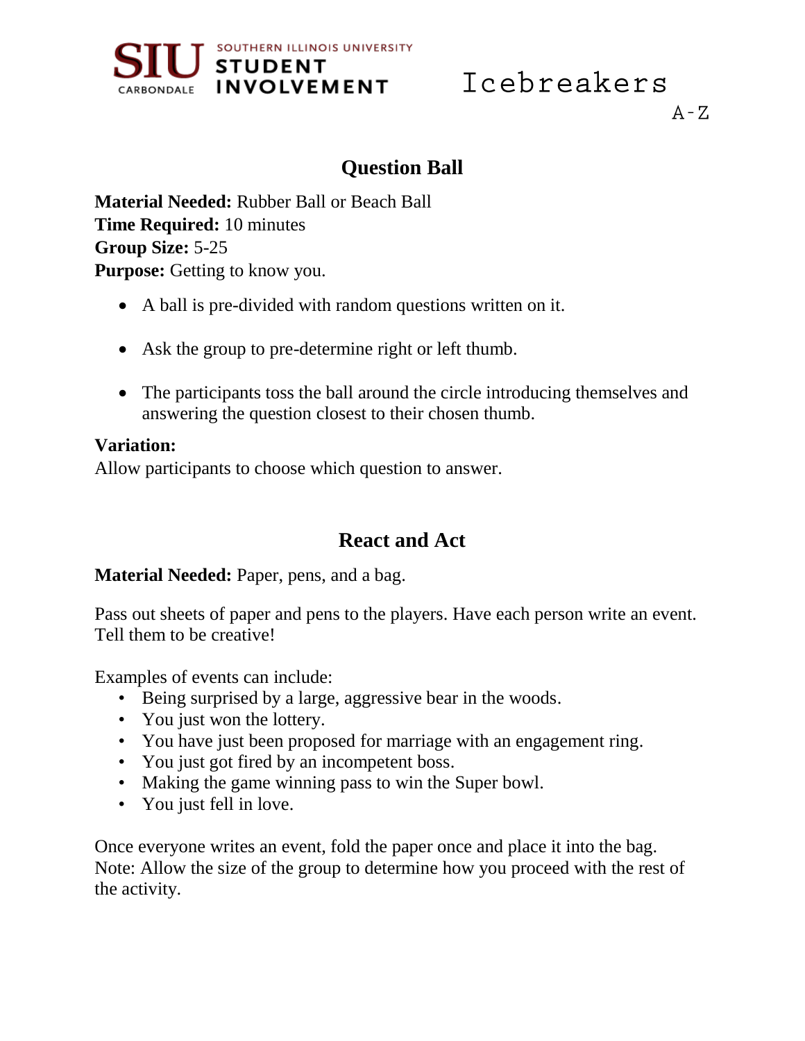## Question Ball

**Material Needed:** Rubber Ball or Beach Ball
**Time Required:** 10 minutes
**Group Size:** 5-25
**Purpose:** Getting to know you.

- A ball is pre-divided with random questions written on it.
- Ask the group to pre-determine right or left thumb.
- The participants toss the ball around the circle introducing themselves and answering the question closest to their chosen thumb.

**Variation:**
Allow participants to choose which question to answer.

## React and Act

**Material Needed:** Paper, pens, and a bag.

Pass out sheets of paper and pens to the players. Have each person write an event. Tell them to be creative!

Examples of events can include:

- Being surprised by a large, aggressive bear in the woods.
- You just won the lottery.
- You have just been proposed for marriage with an engagement ring.
- You just got fired by an incompetent boss.
- Making the game winning pass to win the Super bowl.
- You just fell in love.

Once everyone writes an event, fold the paper once and place it into the bag.
Note: Allow the size of the group to determine how you proceed with the rest of the activity.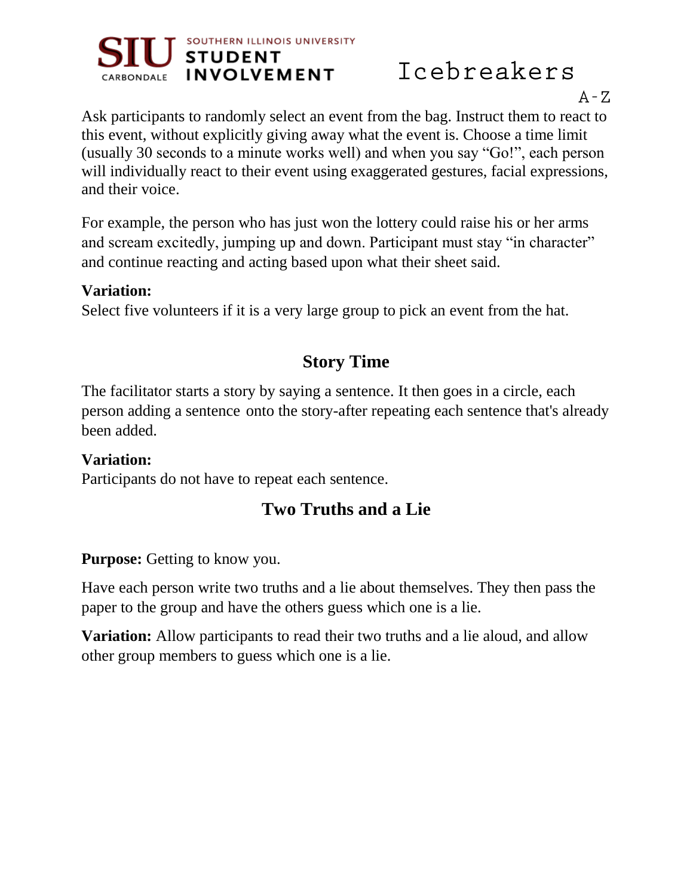Ask participants to randomly select an event from the bag. Instruct them to react to this event, without explicitly giving away what the event is. Choose a time limit (usually 30 seconds to a minute works well) and when you say "Go!", each person will individually react to their event using exaggerated gestures, facial expressions, and their voice.

For example, the person who has just won the lottery could raise his or her arms and scream excitedly, jumping up and down. Participant must stay "in character" and continue reacting and acting based upon what their sheet said.

**Variation:**
Select five volunteers if it is a very large group to pick an event from the hat.

## Story Time

The facilitator starts a story by saying a sentence. It then goes in a circle, each person adding a sentence onto the story-after repeating each sentence that's already been added.

**Variation:**
Participants do not have to repeat each sentence.

## Two Truths and a Lie

**Purpose:** Getting to know you.

Have each person write two truths and a lie about themselves. They then pass the paper to the group and have the others guess which one is a lie.

**Variation:** Allow participants to read their two truths and a lie aloud, and allow other group members to guess which one is a lie.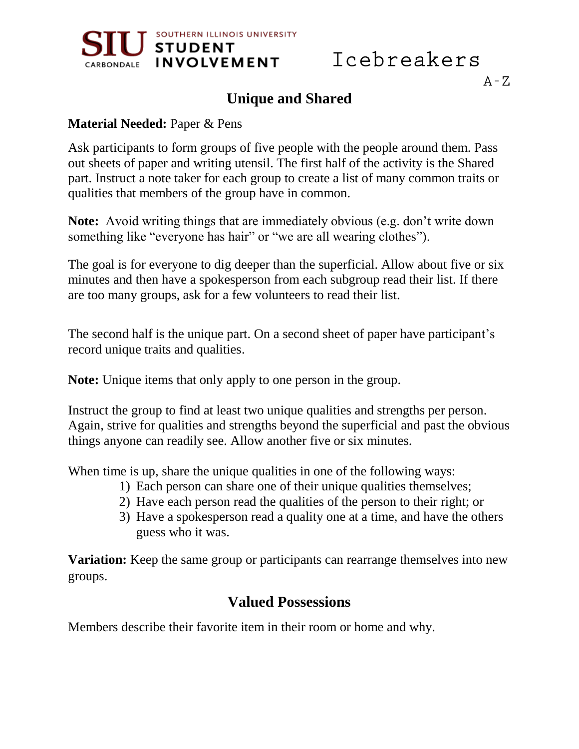## Unique and Shared

**Material Needed:** Paper & Pens

Ask participants to form groups of five people with the people around them. Pass out sheets of paper and writing utensil. The first half of the activity is the Shared part. Instruct a note taker for each group to create a list of many common traits or qualities that members of the group have in common.

**Note:** Avoid writing things that are immediately obvious (e.g. don't write down something like "everyone has hair" or "we are all wearing clothes").

The goal is for everyone to dig deeper than the superficial. Allow about five or six minutes and then have a spokesperson from each subgroup read their list. If there are too many groups, ask for a few volunteers to read their list.

The second half is the unique part. On a second sheet of paper have participant's record unique traits and qualities.

**Note:** Unique items that only apply to one person in the group.

Instruct the group to find at least two unique qualities and strengths per person. Again, strive for qualities and strengths beyond the superficial and past the obvious things anyone can readily see. Allow another five or six minutes.

When time is up, share the unique qualities in one of the following ways:

1) Each person can share one of their unique qualities themselves;
2) Have each person read the qualities of the person to their right; or
3) Have a spokesperson read a quality one at a time, and have the others guess who it was.

**Variation:** Keep the same group or participants can rearrange themselves into new groups.

## Valued Possessions

Members describe their favorite item in their room or home and why.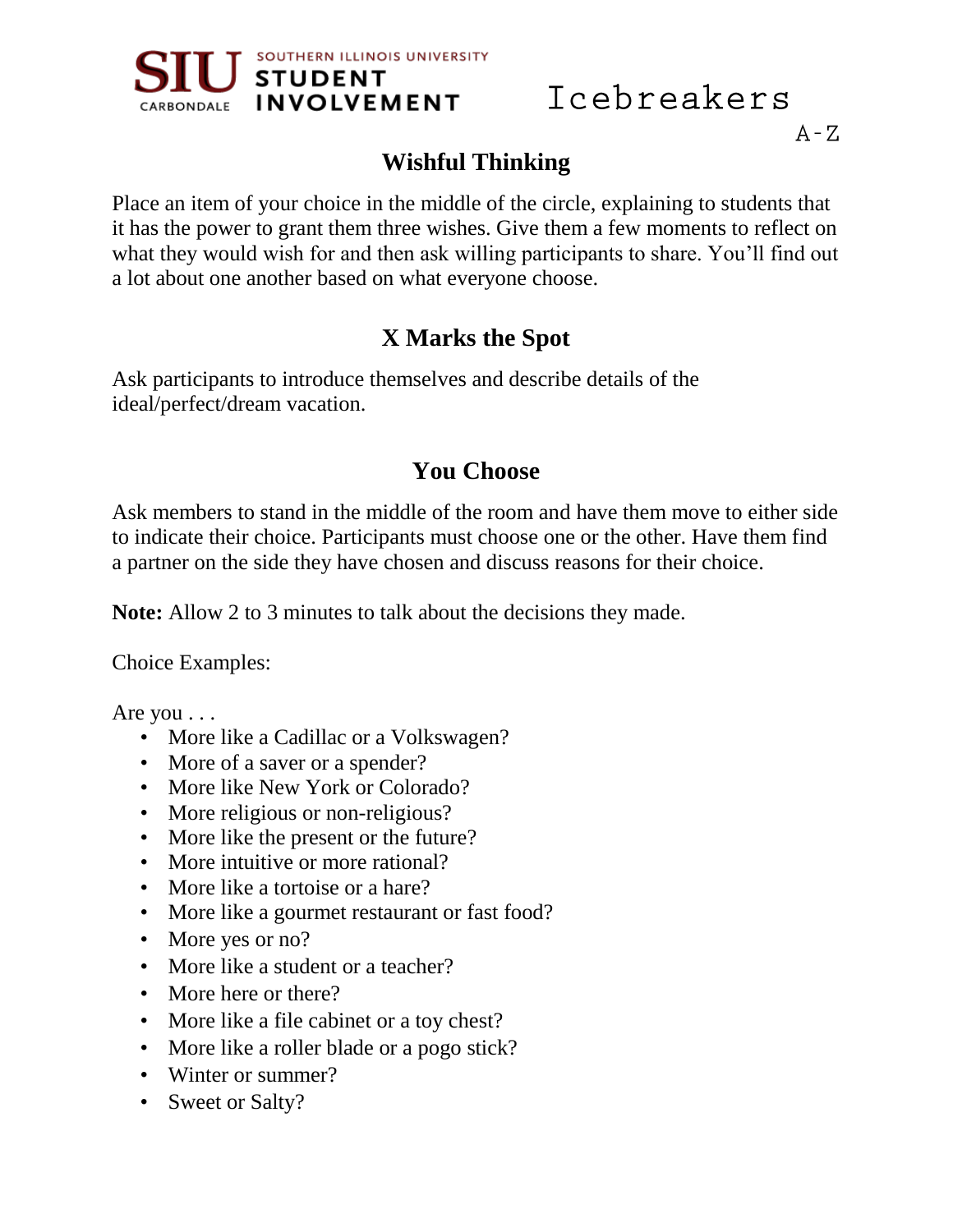## Wishful Thinking

Place an item of your choice in the middle of the circle, explaining to students that it has the power to grant them three wishes. Give them a few moments to reflect on what they would wish for and then ask willing participants to share. You'll find out a lot about one another based on what everyone choose.

## X Marks the Spot

Ask participants to introduce themselves and describe details of the ideal/perfect/dream vacation.

## You Choose

Ask members to stand in the middle of the room and have them move to either side to indicate their choice. Participants must choose one or the other. Have them find a partner on the side they have chosen and discuss reasons for their choice.

**Note:** Allow 2 to 3 minutes to talk about the decisions they made.

Choice Examples:

Are you . . .

- More like a Cadillac or a Volkswagen?
- More of a saver or a spender?
- More like New York or Colorado?
- More religious or non-religious?
- More like the present or the future?
- More intuitive or more rational?
- More like a tortoise or a hare?
- More like a gourmet restaurant or fast food?
- More yes or no?
- More like a student or a teacher?
- More here or there?
- More like a file cabinet or a toy chest?
- More like a roller blade or a pogo stick?
- Winter or summer?
- Sweet or Salty?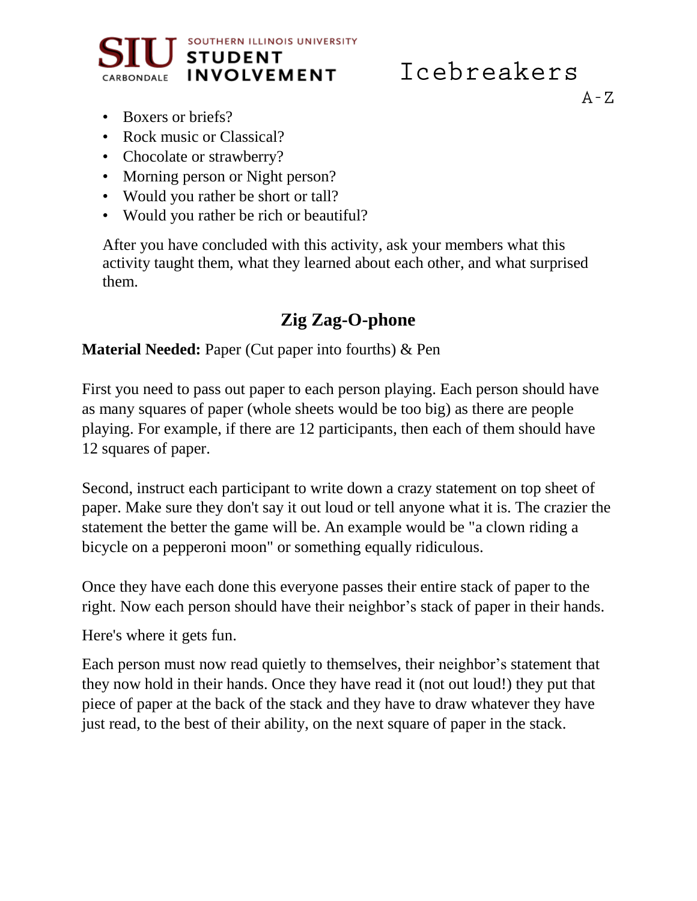- Boxers or briefs?
- Rock music or Classical?
- Chocolate or strawberry?
- Morning person or Night person?
- Would you rather be short or tall?
- Would you rather be rich or beautiful?

After you have concluded with this activity, ask your members what this activity taught them, what they learned about each other, and what surprised them.

## Zig Zag-O-phone

**Material Needed:** Paper (Cut paper into fourths) & Pen

First you need to pass out paper to each person playing. Each person should have as many squares of paper (whole sheets would be too big) as there are people playing. For example, if there are 12 participants, then each of them should have 12 squares of paper.

Second, instruct each participant to write down a crazy statement on top sheet of paper. Make sure they don't say it out loud or tell anyone what it is. The crazier the statement the better the game will be. An example would be "a clown riding a bicycle on a pepperoni moon" or something equally ridiculous.

Once they have each done this everyone passes their entire stack of paper to the right. Now each person should have their neighbor's stack of paper in their hands.

Here's where it gets fun.

Each person must now read quietly to themselves, their neighbor's statement that they now hold in their hands. Once they have read it (not out loud!) they put that piece of paper at the back of the stack and they have to draw whatever they have just read, to the best of their ability, on the next square of paper in the stack.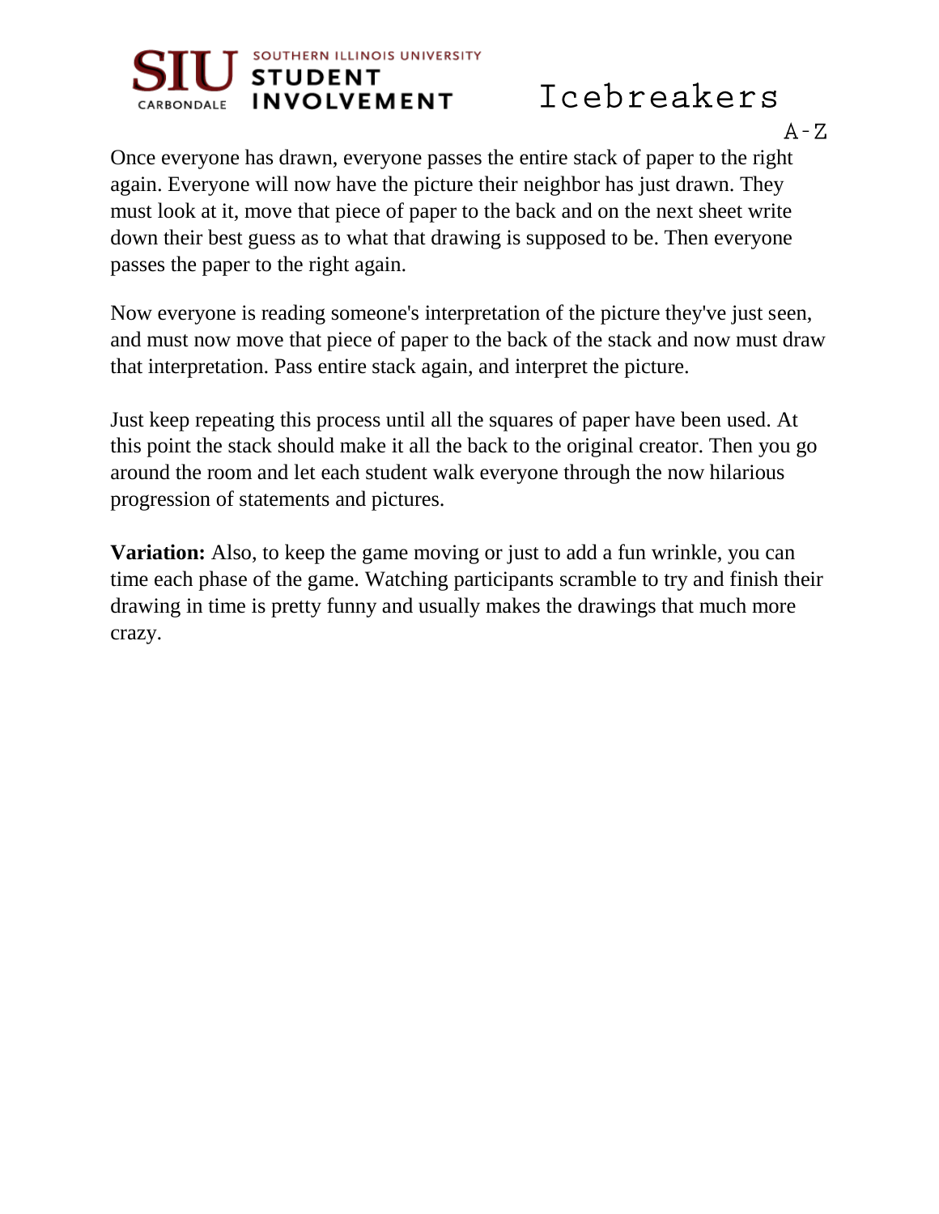Once everyone has drawn, everyone passes the entire stack of paper to the right again. Everyone will now have the picture their neighbor has just drawn. They must look at it, move that piece of paper to the back and on the next sheet write down their best guess as to what that drawing is supposed to be. Then everyone passes the paper to the right again.

Now everyone is reading someone's interpretation of the picture they've just seen, and must now move that piece of paper to the back of the stack and now must draw that interpretation. Pass entire stack again, and interpret the picture.

Just keep repeating this process until all the squares of paper have been used. At this point the stack should make it all the back to the original creator. Then you go around the room and let each student walk everyone through the now hilarious progression of statements and pictures.

**Variation:** Also, to keep the game moving or just to add a fun wrinkle, you can time each phase of the game. Watching participants scramble to try and finish their drawing in time is pretty funny and usually makes the drawings that much more crazy.